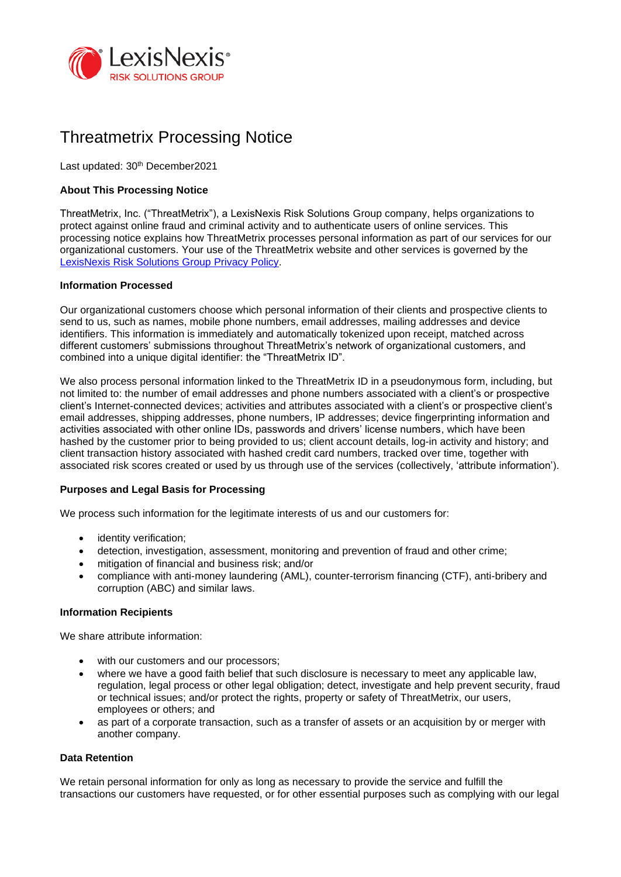# Threatmetrix Processing Notice

Last updated: 30th December2021

### About This Processing Notice

ThreatMetrix, Inc. ("ThreatMetrix"), a LexisNexis Risk Solutions Group company, helps organizations to protect against online fraud and criminal activity and to authenticate users of online services. This processing notice explains how ThreatMetrix processes personal information as part of our services for our organizational customers. Your use of the ThreatMetrix website and other services is governed by the LexisNexis Risk Solutions Group Privacy Policy.

### Information Processed

Our organizational customers choose which personal information of their clients and prospective clients to send to us, such as names, mobile phone numbers, email addresses, mailing addresses and device identifiers. This information is immediately and automatically tokenized upon receipt, matched across different customers' submissions throughout ThreatMetrix's network of organizational customers, and combined into a unique digital identifier: the "ThreatMetrix ID".

We also process personal information linked to the ThreatMetrix ID in a pseudonymous form, including, but not limited to: the number of email addresses and phone numbers associated with a client's or prospective client's Internet-connected devices; activities and attributes associated with a client's or prospective client's email addresses, shipping addresses, phone numbers, IP addresses; device fingerprinting information and activities associated with other online IDs, passwords and drivers' license numbers, which have been hashed by the customer prior to being provided to us; client account details, log-in activity and history; and client transaction history associated with hashed credit card numbers, tracked over time, together with associated risk scores created or used by us through use of the services (collectively, 'attribute information').

### Purposes and Legal Basis for Processing

We process such information for the legitimate interests of us and our customers for:

- identity verification;
- detection, investigation, assessment, monitoring and prevention of fraud and other crime;
- mitigation of financial and business risk; and/or
- compliance with anti-money laundering (AML), counter-terrorism financing (CTF), anti-bribery and corruption (ABC) and similar laws.

### Information Recipients

We share attribute information:

- with our customers and our processors;
- where we have a good faith belief that such disclosure is necessary to meet any applicable law, regulation, legal process or other legal obligation; detect, investigate and help prevent security, fraud or technical issues; and/or protect the rights, property or safety of ThreatMetrix, our users, employees or others; and
- as part of a corporate transaction, such as a transfer of assets or an acquisition by or merger with another company.

### Data Retention

We retain personal information for only as long as necessary to provide the service and fulfill the transactions our customers have requested, or for other essential purposes such as complying with our legal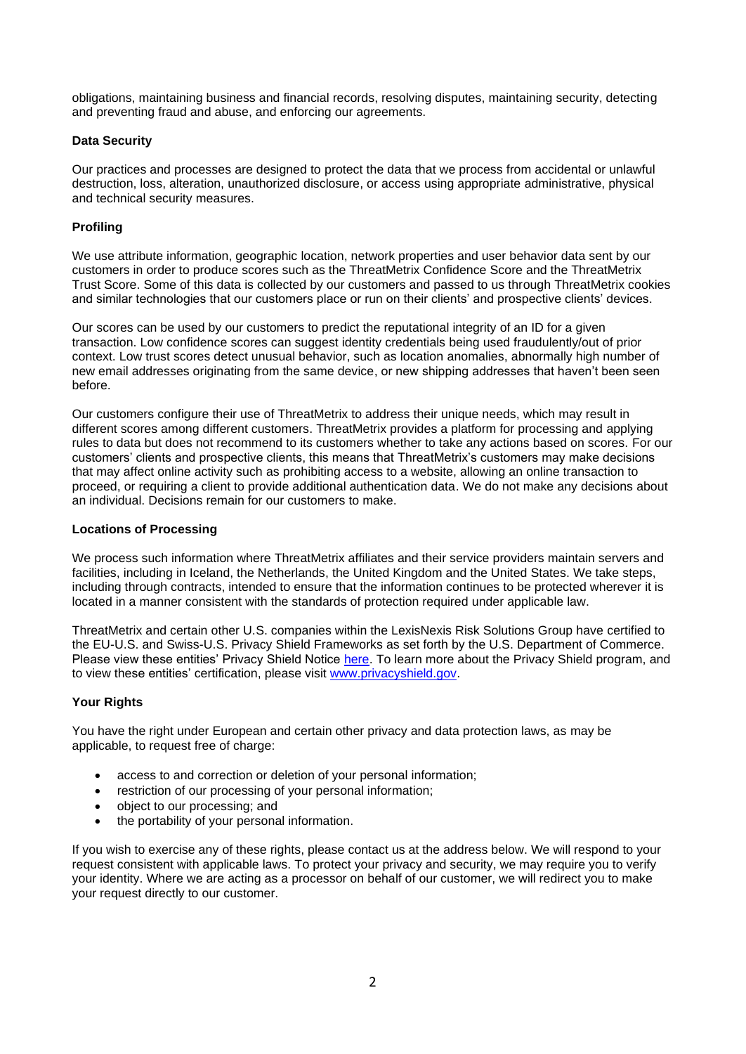obligations, maintaining business and financial records, resolving disputes, maintaining security, detecting and preventing fraud and abuse, and enforcing our agreements.

**Data Security**

Our practices and processes are designed to protect the data that we process from accidental or unlawful destruction, loss, alteration, unauthorized disclosure, or access using appropriate administrative, physical and technical security measures.

**Profiling**

We use attribute information, geographic location, network properties and user behavior data sent by our customers in order to produce scores such as the ThreatMetrix Confidence Score and the ThreatMetrix Trust Score. Some of this data is collected by our customers and passed to us through ThreatMetrix cookies and similar technologies that our customers place or run on their clients' and prospective clients' devices.

Our scores can be used by our customers to predict the reputational integrity of an ID for a given transaction. Low confidence scores can suggest identity credentials being used fraudulently/out of prior context. Low trust scores detect unusual behavior, such as location anomalies, abnormally high number of new email addresses originating from the same device, or new shipping addresses that haven't been seen before.

Our customers configure their use of ThreatMetrix to address their unique needs, which may result in different scores among different customers. ThreatMetrix provides a platform for processing and applying rules to data but does not recommend to its customers whether to take any actions based on scores. For our customers' clients and prospective clients, this means that ThreatMetrix's customers may make decisions that may affect online activity such as prohibiting access to a website, allowing an online transaction to proceed, or requiring a client to provide additional authentication data. We do not make any decisions about an individual. Decisions remain for our customers to make.

**Locations of Processing**

We process such information where ThreatMetrix affiliates and their service providers maintain servers and facilities, including in Iceland, the Netherlands, the United Kingdom and the United States. We take steps, including through contracts, intended to ensure that the information continues to be protected wherever it is located in a manner consistent with the standards of protection required under applicable law.

ThreatMetrix and certain other U.S. companies within the LexisNexis Risk Solutions Group have certified to the EU-U.S. and Swiss-U.S. Privacy Shield Frameworks as set forth by the U.S. Department of Commerce. Please view these entities' Privacy Shield Notice here. To learn more about the Privacy Shield program, and to view these entities' certification, please visit www.privacyshield.gov.

**Your Rights**

You have the right under European and certain other privacy and data protection laws, as may be applicable, to request free of charge:

- access to and correction or deletion of your personal information;
- restriction of our processing of your personal information;
- object to our processing; and
- the portability of your personal information.

If you wish to exercise any of these rights, please contact us at the address below. We will respond to your request consistent with applicable laws. To protect your privacy and security, we may require you to verify your identity. Where we are acting as a processor on behalf of our customer, we will redirect you to make your request directly to our customer.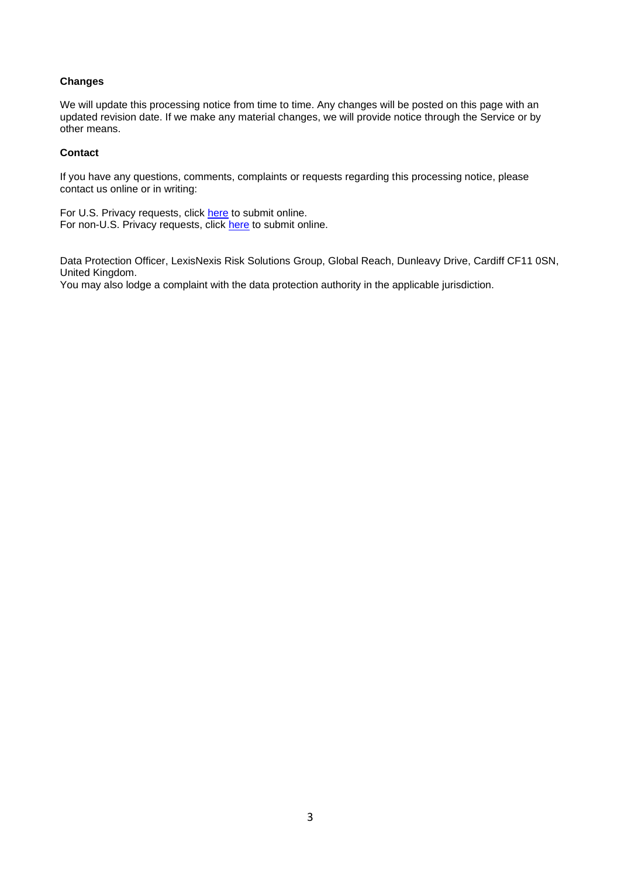**Changes**

We will update this processing notice from time to time. Any changes will be posted on this page with an updated revision date. If we make any material changes, we will provide notice through the Service or by other means.

**Contact**

If you have any questions, comments, complaints or requests regarding this processing notice, please contact us online or in writing:

For U.S. Privacy requests, click here to submit online.
For non-U.S. Privacy requests, click here to submit online.

Data Protection Officer, LexisNexis Risk Solutions Group, Global Reach, Dunleavy Drive, Cardiff CF11 0SN, United Kingdom.
You may also lodge a complaint with the data protection authority in the applicable jurisdiction.